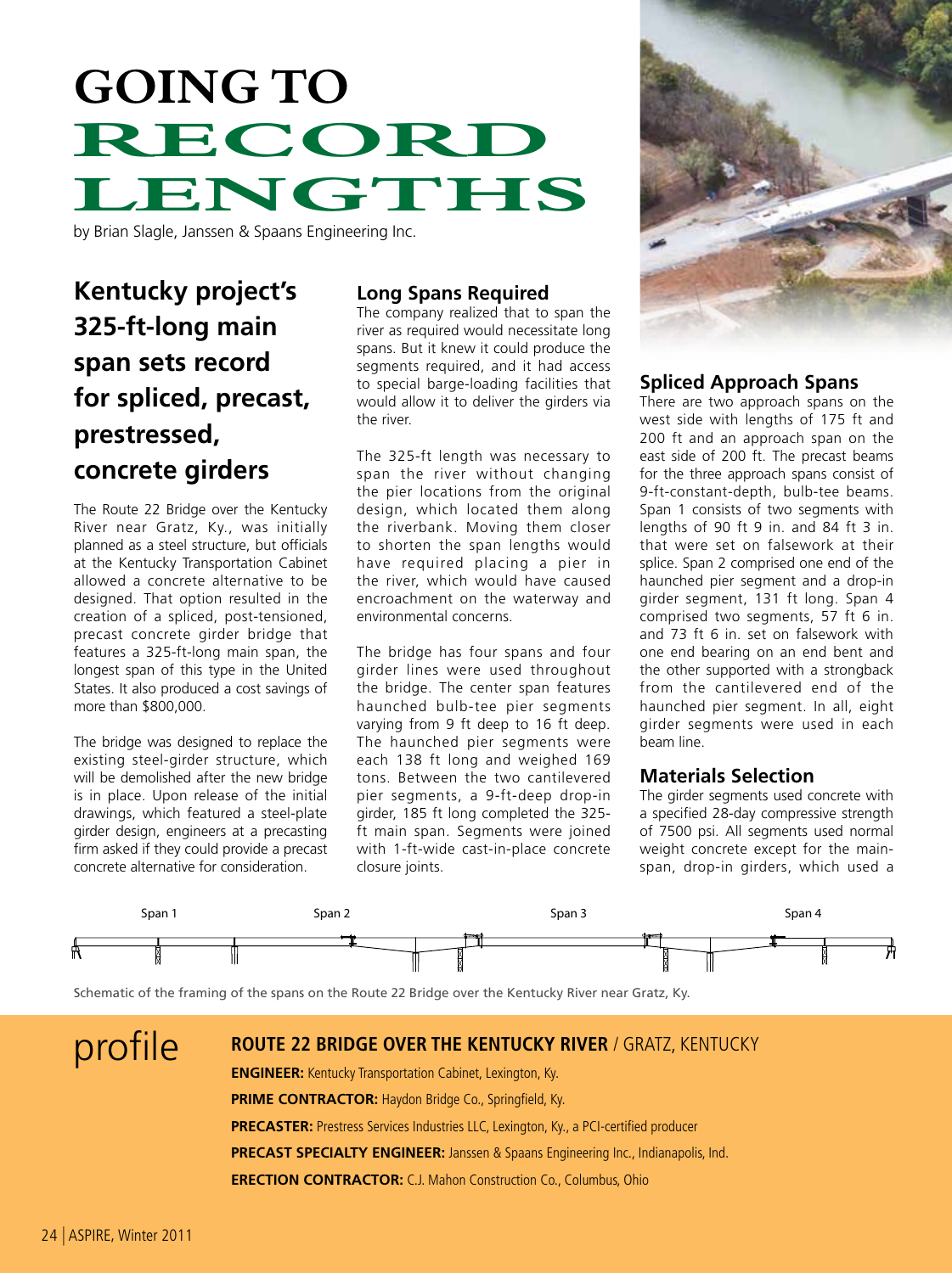# GOING TO RECORD LENGTHS

by Brian Slagle, Janssen & Spaans Engineering Inc.

## Kentucky project's 325-ft-long main span sets record for spliced, precast, prestressed, concrete girders

The Route 22 Bridge over the Kentucky River near Gratz, Ky., was initially planned as a steel structure, but officials at the Kentucky Transportation Cabinet allowed a concrete alternative to be designed. That option resulted in the creation of a spliced, post-tensioned, precast concrete girder bridge that features a 325-ft-long main span, the longest span of this type in the United States. It also produced a cost savings of more than $800,000.

The bridge was designed to replace the existing steel-girder structure, which will be demolished after the new bridge is in place. Upon release of the initial drawings, which featured a steel-plate girder design, engineers at a precasting firm asked if they could provide a precast concrete alternative for consideration.

### Long Spans Required

The company realized that to span the river as required would necessitate long spans. But it knew it could produce the segments required, and it had access to special barge-loading facilities that would allow it to deliver the girders via the river.

The 325-ft length was necessary to span the river without changing the pier locations from the original design, which located them along the riverbank. Moving them closer to shorten the span lengths would have required placing a pier in the river, which would have caused encroachment on the waterway and environmental concerns.

The bridge has four spans and four girder lines were used throughout the bridge. The center span features haunched bulb-tee pier segments varying from 9 ft deep to 16 ft deep. The haunched pier segments were each 138 ft long and weighed 169 tons. Between the two cantilevered pier segments, a 9-ft-deep drop-in girder, 185 ft long completed the 325-ft main span. Segments were joined with 1-ft-wide cast-in-place concrete closure joints.

### Spliced Approach Spans

There are two approach spans on the west side with lengths of 175 ft and 200 ft and an approach span on the east side of 200 ft. The precast beams for the three approach spans consist of 9-ft-constant-depth, bulb-tee beams. Span 1 consists of two segments with lengths of 90 ft 9 in. and 84 ft 3 in. that were set on falsework at their splice. Span 2 comprised one end of the haunched pier segment and a drop-in girder segment, 131 ft long. Span 4 comprised two segments, 57 ft 6 in. and 73 ft 6 in. set on falsework with one end bearing on an end bent and the other supported with a strongback from the cantilevered end of the haunched pier segment. In all, eight girder segments were used in each beam line.

### Materials Selection

The girder segments used concrete with a specified 28-day compressive strength of 7500 psi. All segments used normal weight concrete except for the main-span, drop-in girders, which used a

Span 1 Span 2 Span 3 Span 4

Schematic of the framing of the spans on the Route 22 Bridge over the Kentucky River near Gratz, Ky.

## profile

**ROUTE 22 BRIDGE OVER THE KENTUCKY RIVER** / GRATZ, KENTUCKY

**ENGINEER:** Kentucky Transportation Cabinet, Lexington, Ky.

**PRIME CONTRACTOR:** Haydon Bridge Co., Springfield, Ky.

**PRECASTER:** Prestress Services Industries LLC, Lexington, Ky., a PCI-certified producer

**PRECAST SPECIALTY ENGINEER:** Janssen & Spaans Engineering Inc., Indianapolis, Ind.

**ERECTION CONTRACTOR:** C.J. Mahon Construction Co., Columbus, Ohio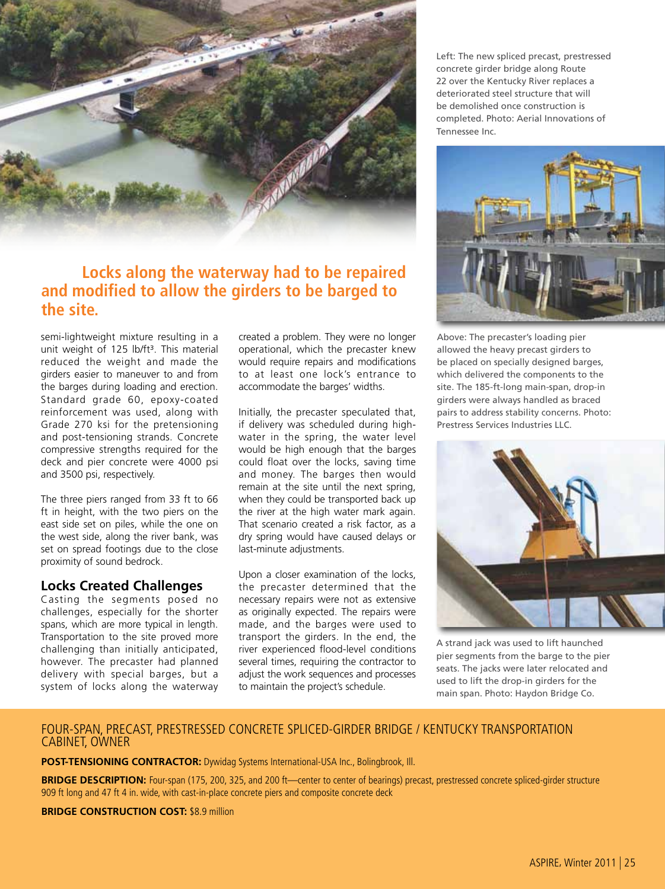Left: The new spliced precast, prestressed concrete girder bridge along Route 22 over the Kentucky River replaces a deteriorated steel structure that will be demolished once construction is completed. Photo: Aerial Innovations of Tennessee Inc.

**Locks along the waterway had to be repaired and modified to allow the girders to be barged to the site.**

semi-lightweight mixture resulting in a unit weight of 125 lb/ft³. This material reduced the weight and made the girders easier to maneuver to and from the barges during loading and erection. Standard grade 60, epoxy-coated reinforcement was used, along with Grade 270 ksi for the pretensioning and post-tensioning strands. Concrete compressive strengths required for the deck and pier concrete were 4000 psi and 3500 psi, respectively.

The three piers ranged from 33 ft to 66 ft in height, with the two piers on the east side set on piles, while the one on the west side, along the river bank, was set on spread footings due to the close proximity of sound bedrock.

## Locks Created Challenges

Casting the segments posed no challenges, especially for the shorter spans, which are more typical in length. Transportation to the site proved more challenging than initially anticipated, however. The precaster had planned delivery with special barges, but a system of locks along the waterway created a problem. They were no longer operational, which the precaster knew would require repairs and modifications to at least one lock's entrance to accommodate the barges' widths.

Initially, the precaster speculated that, if delivery was scheduled during high-water in the spring, the water level would be high enough that the barges could float over the locks, saving time and money. The barges then would remain at the site until the next spring, when they could be transported back up the river at the high water mark again. That scenario created a risk factor, as a dry spring would have caused delays or last-minute adjustments.

Upon a closer examination of the locks, the precaster determined that the necessary repairs were not as extensive as originally expected. The repairs were made, and the barges were used to transport the girders. In the end, the river experienced flood-level conditions several times, requiring the contractor to adjust the work sequences and processes to maintain the project's schedule.

Above: The precaster's loading pier allowed the heavy precast girders to be placed on specially designed barges, which delivered the components to the site. The 185-ft-long main-span, drop-in girders were always handled as braced pairs to address stability concerns. Photo: Prestress Services Industries LLC.

A strand jack was used to lift haunched pier segments from the barge to the pier seats. The jacks were later relocated and used to lift the drop-in girders for the main span. Photo: Haydon Bridge Co.

FOUR-SPAN, PRECAST, PRESTRESSED CONCRETE SPLICED-GIRDER BRIDGE / KENTUCKY TRANSPORTATION CABINET, OWNER

**POST-TENSIONING CONTRACTOR:** Dywidag Systems International-USA Inc., Bolingbrook, Ill.

**BRIDGE DESCRIPTION:** Four-span (175, 200, 325, and 200 ft—center to center of bearings) precast, prestressed concrete spliced-girder structure 909 ft long and 47 ft 4 in. wide, with cast-in-place concrete piers and composite concrete deck

**BRIDGE CONSTRUCTION COST:** $8.9 million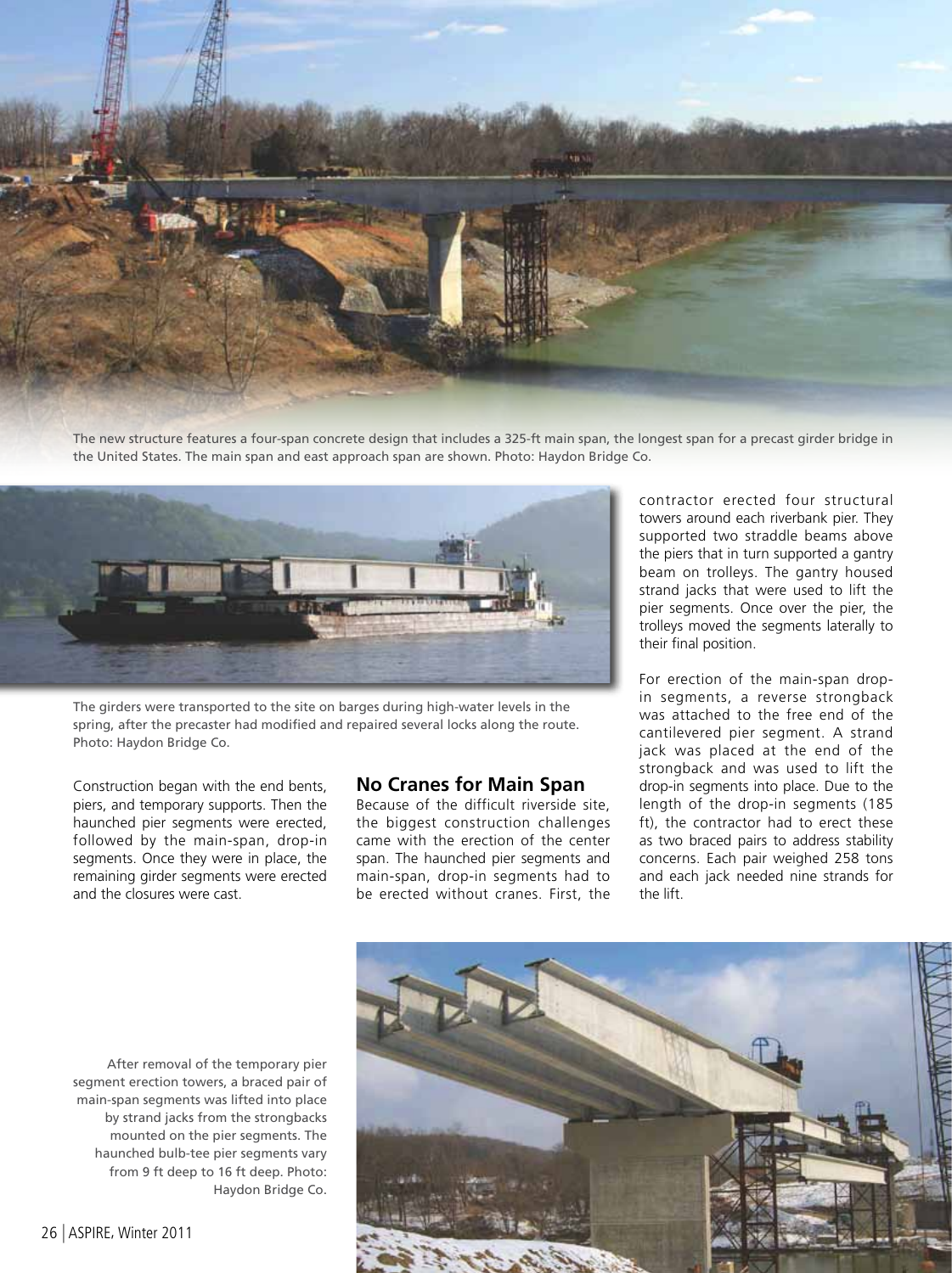The new structure features a four-span concrete design that includes a 325-ft main span, the longest span for a precast girder bridge in the United States. The main span and east approach span are shown. Photo: Haydon Bridge Co.

The girders were transported to the site on barges during high-water levels in the spring, after the precaster had modified and repaired several locks along the route. Photo: Haydon Bridge Co.

Construction began with the end bents, piers, and temporary supports. Then the haunched pier segments were erected, followed by the main-span, drop-in segments. Once they were in place, the remaining girder segments were erected and the closures were cast.

## No Cranes for Main Span

Because of the difficult riverside site, the biggest construction challenges came with the erection of the center span. The haunched pier segments and main-span, drop-in segments had to be erected without cranes. First, the contractor erected four structural towers around each riverbank pier. They supported two straddle beams above the piers that in turn supported a gantry beam on trolleys. The gantry housed strand jacks that were used to lift the pier segments. Once over the pier, the trolleys moved the segments laterally to their final position.

For erection of the main-span drop-in segments, a reverse strongback was attached to the free end of the cantilevered pier segment. A strand jack was placed at the end of the strongback and was used to lift the drop-in segments into place. Due to the length of the drop-in segments (185 ft), the contractor had to erect these as two braced pairs to address stability concerns. Each pair weighed 258 tons and each jack needed nine strands for the lift.

After removal of the temporary pier segment erection towers, a braced pair of main-span segments was lifted into place by strand jacks from the strongbacks mounted on the pier segments. The haunched bulb-tee pier segments vary from 9 ft deep to 16 ft deep. Photo: Haydon Bridge Co.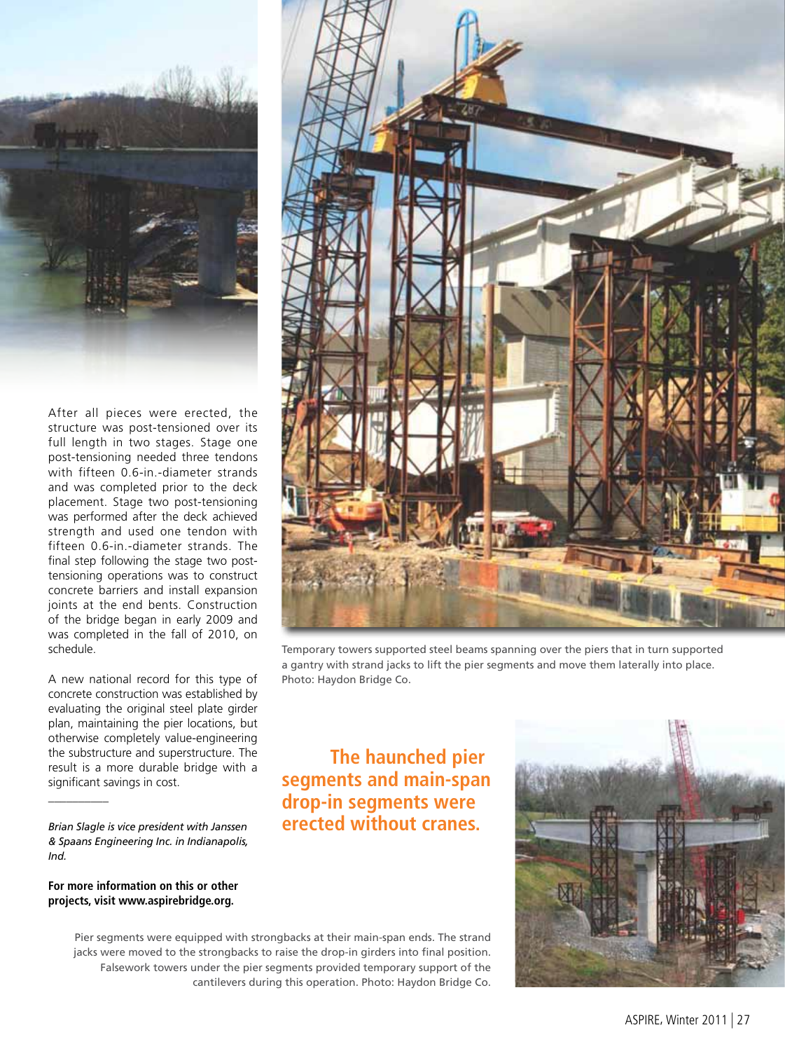After all pieces were erected, the structure was post-tensioned over its full length in two stages. Stage one post-tensioning needed three tendons with fifteen 0.6-in.-diameter strands and was completed prior to the deck placement. Stage two post-tensioning was performed after the deck achieved strength and used one tendon with fifteen 0.6-in.-diameter strands. The final step following the stage two post-tensioning operations was to construct concrete barriers and install expansion joints at the end bents. Construction of the bridge began in early 2009 and was completed in the fall of 2010, on schedule.

A new national record for this type of concrete construction was established by evaluating the original steel plate girder plan, maintaining the pier locations, but otherwise completely value-engineering the substructure and superstructure. The result is a more durable bridge with a significant savings in cost.

---

*Brian Slagle is vice president with Janssen & Spaans Engineering Inc. in Indianapolis, Ind.*

**For more information on this or other projects, visit www.aspirebridge.org.**

Temporary towers supported steel beams spanning over the piers that in turn supported a gantry with strand jacks to lift the pier segments and move them laterally into place. Photo: Haydon Bridge Co.

**The haunched pier segments and main-span drop-in segments were erected without cranes.**

Pier segments were equipped with strongbacks at their main-span ends. The strand jacks were moved to the strongbacks to raise the drop-in girders into final position. Falsework towers under the pier segments provided temporary support of the cantilevers during this operation. Photo: Haydon Bridge Co.